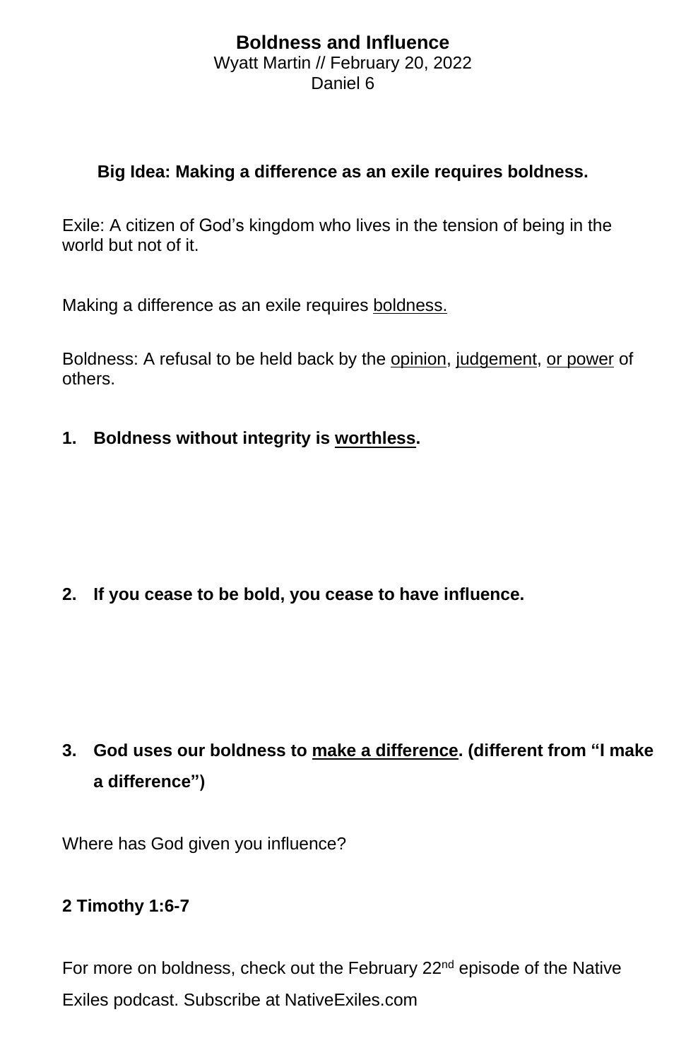# Boldness and Influence

Wyatt Martin // February 20, 2022

Daniel 6

**Big Idea: Making a difference as an exile requires boldness.**

Exile: A citizen of God's kingdom who lives in the tension of being in the world but not of it.

Making a difference as an exile requires <u>boldness.</u>

Boldness: A refusal to be held back by the <u>opinion</u>, <u>judgement</u>, <u>or power</u> of others.

1. **Boldness without integrity is <u>worthless</u>.**

2. **If you cease to be bold, you cease to have influence.**

3. **God uses our boldness to <u>make a difference</u>. (different from "I make a difference")**

Where has God given you influence?

**2 Timothy 1:6-7**

For more on boldness, check out the February 22nd episode of the Native Exiles podcast. Subscribe at NativeExiles.com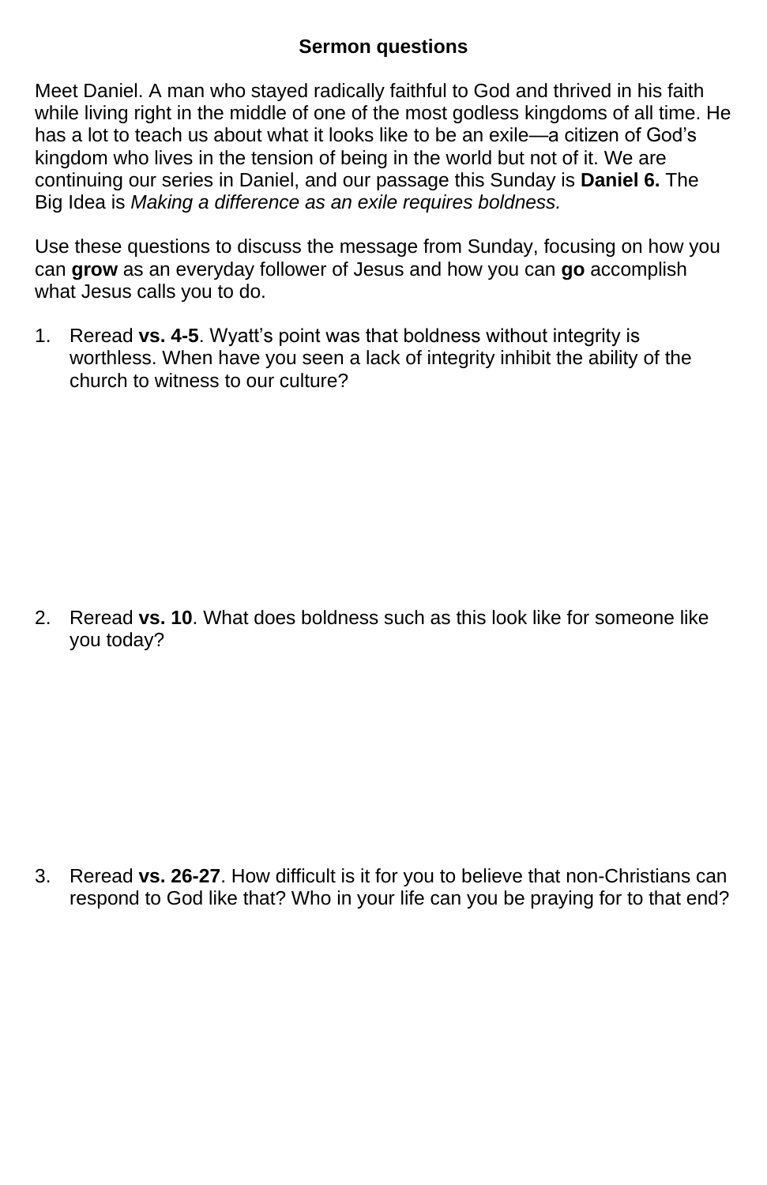## Sermon questions

Meet Daniel. A man who stayed radically faithful to God and thrived in his faith while living right in the middle of one of the most godless kingdoms of all time. He has a lot to teach us about what it looks like to be an exile—a citizen of God's kingdom who lives in the tension of being in the world but not of it. We are continuing our series in Daniel, and our passage this Sunday is **Daniel 6.** The Big Idea is *Making a difference as an exile requires boldness.*

Use these questions to discuss the message from Sunday, focusing on how you can **grow** as an everyday follower of Jesus and how you can **go** accomplish what Jesus calls you to do.

1. Reread **vs. 4-5**. Wyatt's point was that boldness without integrity is worthless. When have you seen a lack of integrity inhibit the ability of the church to witness to our culture?

2. Reread **vs. 10**. What does boldness such as this look like for someone like you today?

3. Reread **vs. 26-27**. How difficult is it for you to believe that non-Christians can respond to God like that? Who in your life can you be praying for to that end?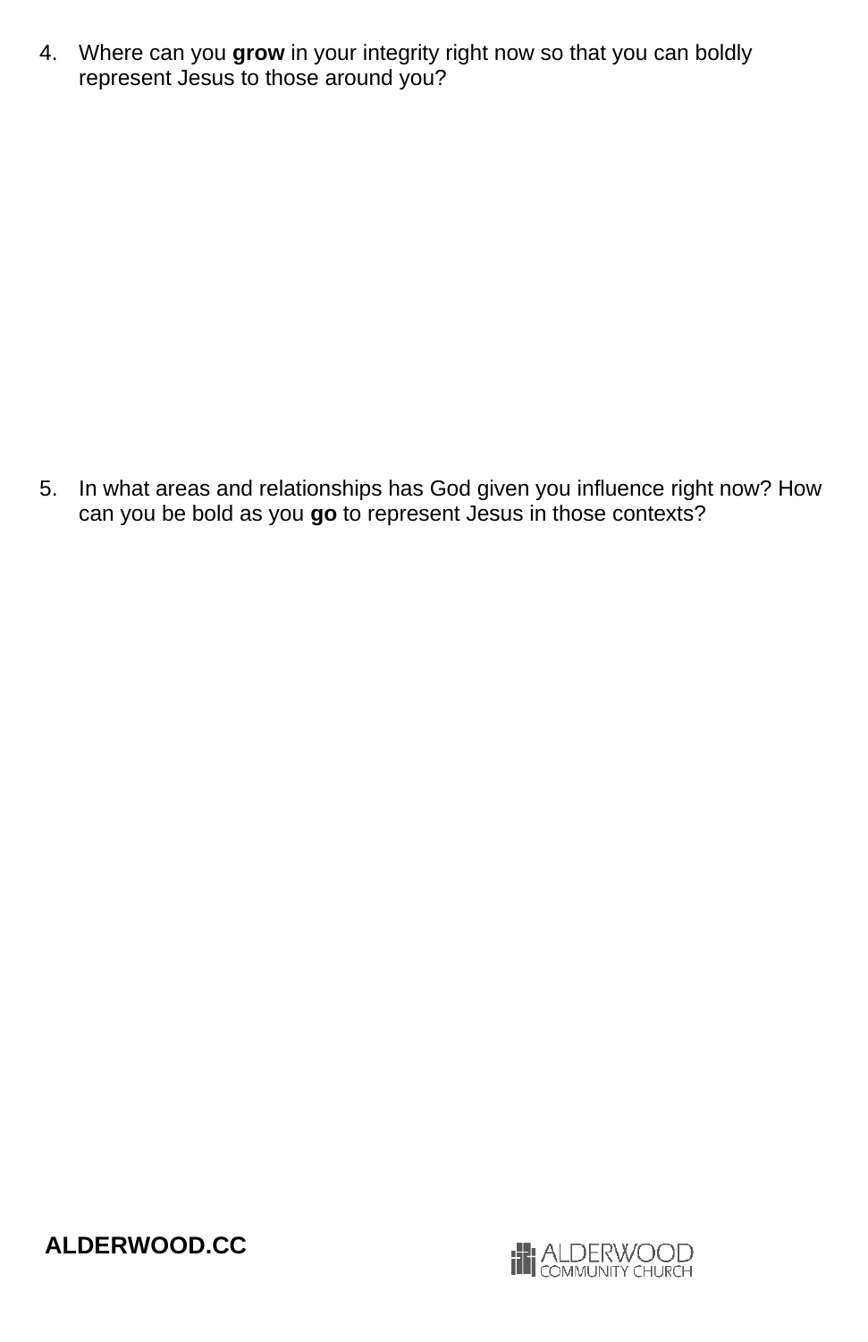4. Where can you **grow** in your integrity right now so that you can boldly represent Jesus to those around you?

5. In what areas and relationships has God given you influence right now? How can you be bold as you **go** to represent Jesus in those contexts?

**ALDERWOOD.CC**

ALDERWOOD COMMUNITY CHURCH